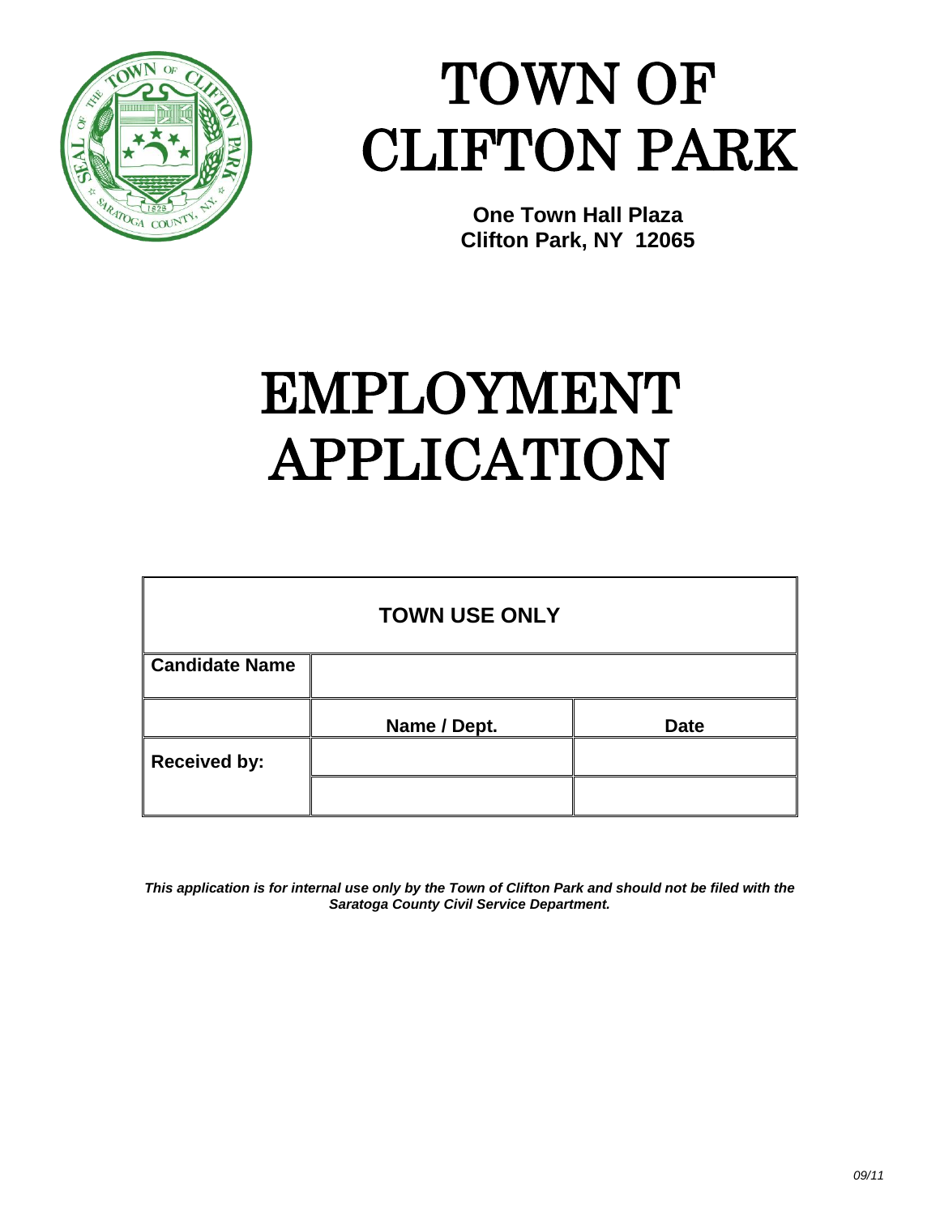# TOWN OF CLIFTON PARK

**One Town Hall Plaza**
**Clifton Park, NY 12065**

# EMPLOYMENT APPLICATION

| TOWN USE ONLY | | |
|---|---|---|
| **Candidate Name** | | |
| | **Name / Dept.** | **Date** |
| **Received by:** | | |
| | | |

***This application is for internal use only by the Town of Clifton Park and should not be filed with the Saratoga County Civil Service Department.***

*09/11*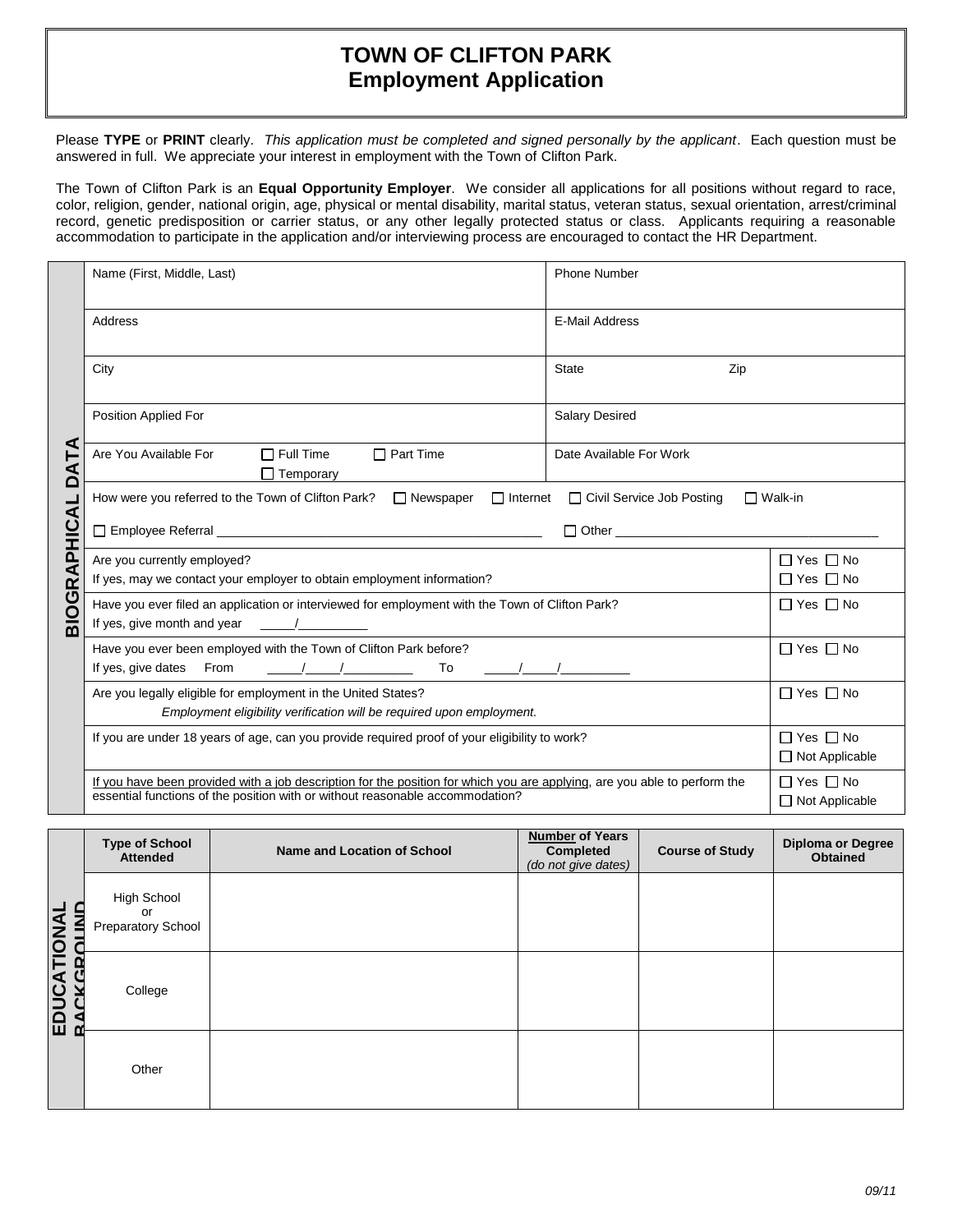# TOWN OF CLIFTON PARK
## Employment Application

Please **TYPE** or **PRINT** clearly. *This application must be completed and signed personally by the applicant*. Each question must be answered in full. We appreciate your interest in employment with the Town of Clifton Park.

The Town of Clifton Park is an **Equal Opportunity Employer**. We consider all applications for all positions without regard to race, color, religion, gender, national origin, age, physical or mental disability, marital status, veteran status, sexual orientation, arrest/criminal record, genetic predisposition or carrier status, or any other legally protected status or class. Applicants requiring a reasonable accommodation to participate in the application and/or interviewing process are encouraged to contact the HR Department.

### BIOGRAPHICAL DATA

| | |
|---|---|
| Name (First, Middle, Last) | Phone Number |
| Address | E-Mail Address |
| City | State Zip |
| Position Applied For | Salary Desired |
| Are You Available For ☐ Full Time ☐ Part Time ☐ Temporary | Date Available For Work |

How were you referred to the Town of Clifton Park? ☐ Newspaper ☐ Internet ☐ Civil Service Job Posting ☐ Walk-in

☐ Employee Referral ______________________________ ☐ Other ______________________________

| Question | Response |
|---|---|
| Are you currently employed? | ☐ Yes ☐ No |
| If yes, may we contact your employer to obtain employment information? | ☐ Yes ☐ No |
| Have you ever filed an application or interviewed for employment with the Town of Clifton Park?<br>If yes, give month and year _____/__________ | ☐ Yes ☐ No |
| Have you ever been employed with the Town of Clifton Park before?<br>If yes, give dates From _____/_____/__________ To _____/_____/__________ | ☐ Yes ☐ No |
| Are you legally eligible for employment in the United States?<br>*Employment eligibility verification will be required upon employment.* | ☐ Yes ☐ No |
| If you are under 18 years of age, can you provide required proof of your eligibility to work? | ☐ Yes ☐ No<br>☐ Not Applicable |
| If you have been provided with a job description for the position for which you are applying, are you able to perform the essential functions of the position with or without reasonable accommodation? | ☐ Yes ☐ No<br>☐ Not Applicable |

### EDUCATIONAL BACKGROUND

| Type of School Attended | Name and Location of School | **Number** of Years Completed *(do not give dates)* | Course of Study | Diploma or Degree Obtained |
|---|---|---|---|---|
| High School or Preparatory School | | | | |
| College | | | | |
| Other | | | | |

09/11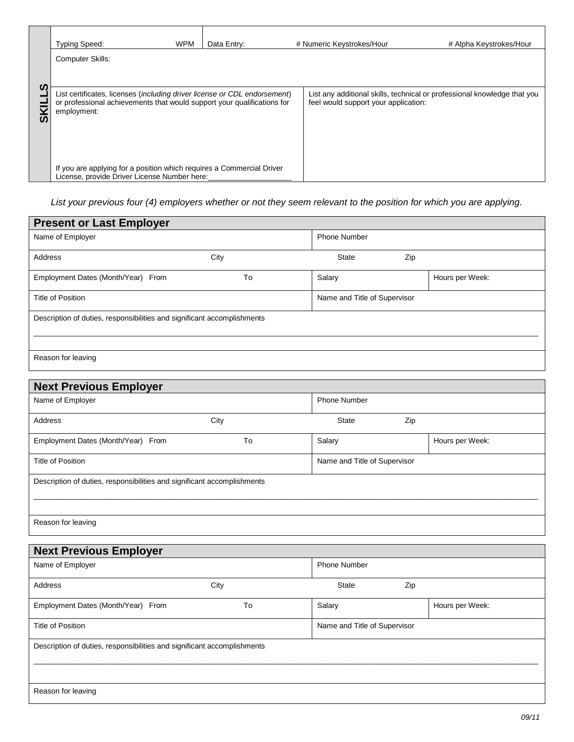## SKILLS

| Typing Speed: WPM | Data Entry: # Numeric Keystrokes/Hour | # Alpha Keystrokes/Hour |
|---|---|---|
| Computer Skills: | | |
| List certificates, licenses (*including driver license or CDL endorsement*) or professional achievements that would support your qualifications for employment:<br><br>If you are applying for a position which requires a Commercial Driver License, provide Driver License Number here:____________________ | List any additional skills, technical or professional knowledge that you feel would support your application: | |

*List your previous four (4) employers whether or not they seem relevant to the position for which you are applying.*

### Present or Last Employer

| Name of Employer | | Phone Number | |
|---|---|---|---|
| Address City | | State Zip | |
| Employment Dates (Month/Year) From To | | Salary | Hours per Week: |
| Title of Position | | Name and Title of Supervisor | |
| Description of duties, responsibilities and significant accomplishments | | | |
| Reason for leaving | | | |

### Next Previous Employer

| Name of Employer | | Phone Number | |
|---|---|---|---|
| Address City | | State Zip | |
| Employment Dates (Month/Year) From To | | Salary | Hours per Week: |
| Title of Position | | Name and Title of Supervisor | |
| Description of duties, responsibilities and significant accomplishments | | | |
| Reason for leaving | | | |

### Next Previous Employer

| Name of Employer | | Phone Number | |
|---|---|---|---|
| Address City | | State Zip | |
| Employment Dates (Month/Year) From To | | Salary | Hours per Week: |
| Title of Position | | Name and Title of Supervisor | |
| Description of duties, responsibilities and significant accomplishments | | | |
| Reason for leaving | | | |

*09/11*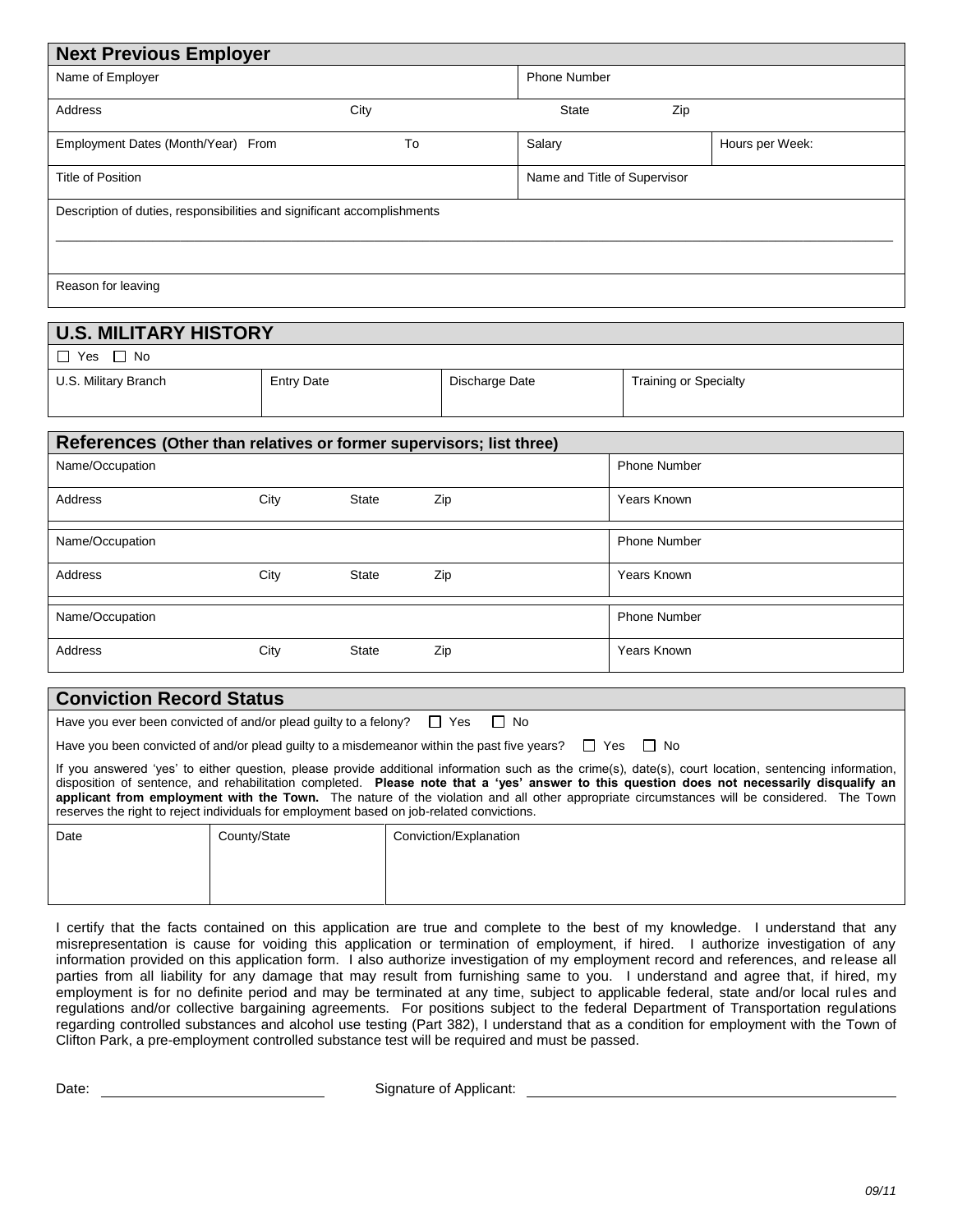## Next Previous Employer

| | | | |
|---|---|---|---|
| Name of Employer | | Phone Number | |
| Address City | | State Zip | |
| Employment Dates (Month/Year) From To | | Salary | Hours per Week: |
| Title of Position | | Name and Title of Supervisor | |
| Description of duties, responsibilities and significant accomplishments | | | |
| Reason for leaving | | | |

## U.S. MILITARY HISTORY

☐ Yes ☐ No

| U.S. Military Branch | Entry Date | Discharge Date | Training or Specialty |
|---|---|---|---|
| | | | |

## References (Other than relatives or former supervisors; list three)

| | |
|---|---|
| Name/Occupation | Phone Number |
| Address City State Zip | Years Known |
| Name/Occupation | Phone Number |
| Address City State Zip | Years Known |
| Name/Occupation | Phone Number |
| Address City State Zip | Years Known |

## Conviction Record Status

Have you ever been convicted of and/or plead guilty to a felony? ☐ Yes ☐ No

Have you been convicted of and/or plead guilty to a misdemeanor within the past five years? ☐ Yes ☐ No

If you answered 'yes' to either question, please provide additional information such as the crime(s), date(s), court location, sentencing information, disposition of sentence, and rehabilitation completed. **Please note that a 'yes' answer to this question does not necessarily disqualify an applicant from employment with the Town.** The nature of the violation and all other appropriate circumstances will be considered. The Town reserves the right to reject individuals for employment based on job-related convictions.

| Date | County/State | Conviction/Explanation |
|---|---|---|
| | | |

I certify that the facts contained on this application are true and complete to the best of my knowledge. I understand that any misrepresentation is cause for voiding this application or termination of employment, if hired. I authorize investigation of any information provided on this application form. I also authorize investigation of my employment record and references, and release all parties from all liability for any damage that may result from furnishing same to you. I understand and agree that, if hired, my employment is for no definite period and may be terminated at any time, subject to applicable federal, state and/or local rules and regulations and/or collective bargaining agreements. For positions subject to the federal Department of Transportation regulations regarding controlled substances and alcohol use testing (Part 382), I understand that as a condition for employment with the Town of Clifton Park, a pre-employment controlled substance test will be required and must be passed.

Date: ____________________ Signature of Applicant: ______________________________

09/11